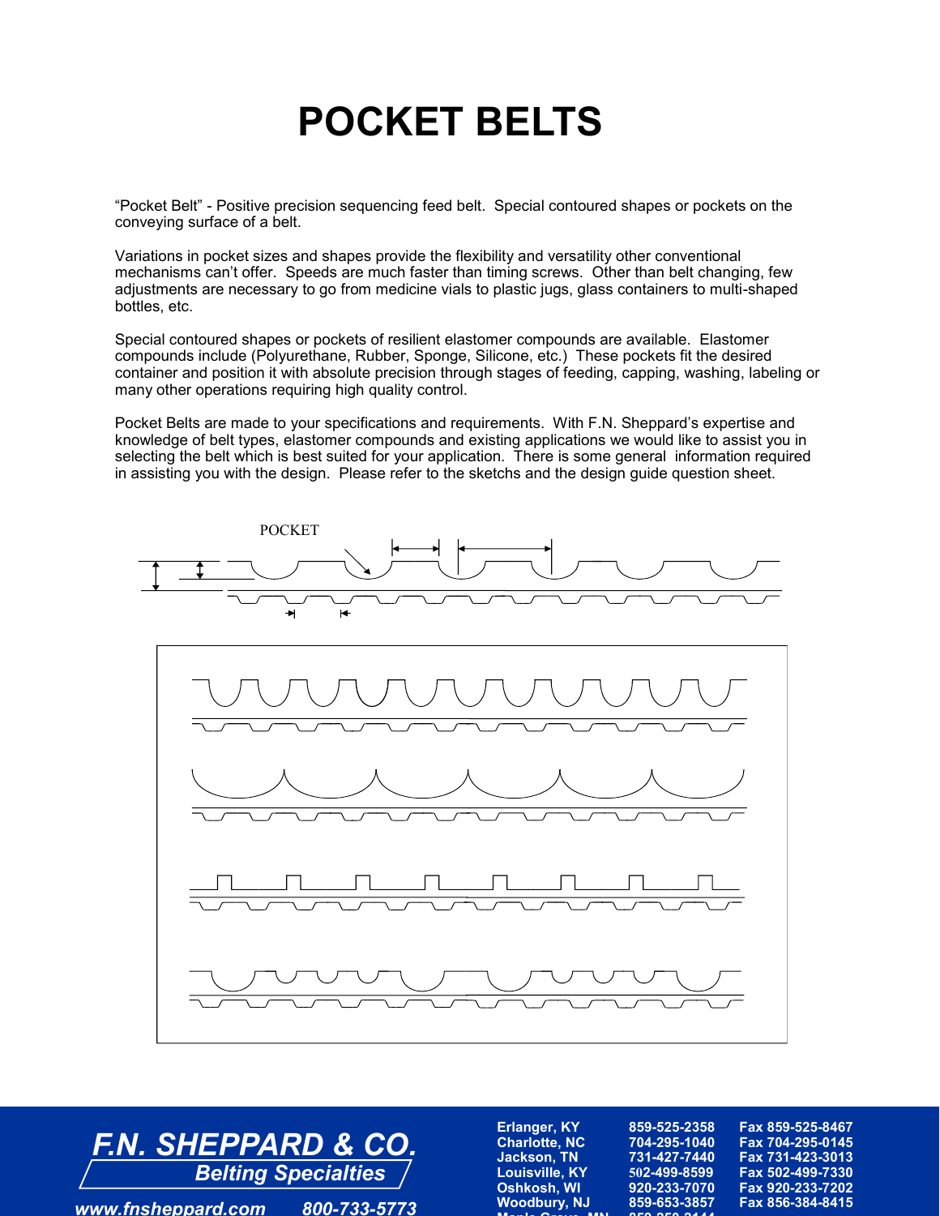# POCKET BELTS

"Pocket Belt" - Positive precision sequencing feed belt. Special contoured shapes or pockets on the conveying surface of a belt.

Variations in pocket sizes and shapes provide the flexibility and versatility other conventional mechanisms can't offer. Speeds are much faster than timing screws. Other than belt changing, few adjustments are necessary to go from medicine vials to plastic jugs, glass containers to multi-shaped bottles, etc.

Special contoured shapes or pockets of resilient elastomer compounds are available. Elastomer compounds include (Polyurethane, Rubber, Sponge, Silicone, etc.) These pockets fit the desired container and position it with absolute precision through stages of feeding, capping, washing, labeling or many other operations requiring high quality control.

Pocket Belts are made to your specifications and requirements. With F.N. Sheppard's expertise and knowledge of belt types, elastomer compounds and existing applications we would like to assist you in selecting the belt which is best suited for your application. There is some general information required in assisting you with the design. Please refer to the sketchs and the design guide question sheet.

POCKET

**F.N. SHEPPARD & CO.**
*Belting Specialties*

www.fnsheppard.com 800-733-5773

| | | |
|---|---|---|
| Erlanger, KY | 859-525-2358 | Fax 859-525-8467 |
| Charlotte, NC | 704-295-1040 | Fax 704-295-0145 |
| Jackson, TN | 731-427-7440 | Fax 731-423-3013 |
| Louisville, KY | 502-499-8599 | Fax 502-499-7330 |
| Oshkosh, WI | 920-233-7070 | Fax 920-233-7202 |
| Woodbury, NJ | 859-653-3857 | Fax 856-384-8415 |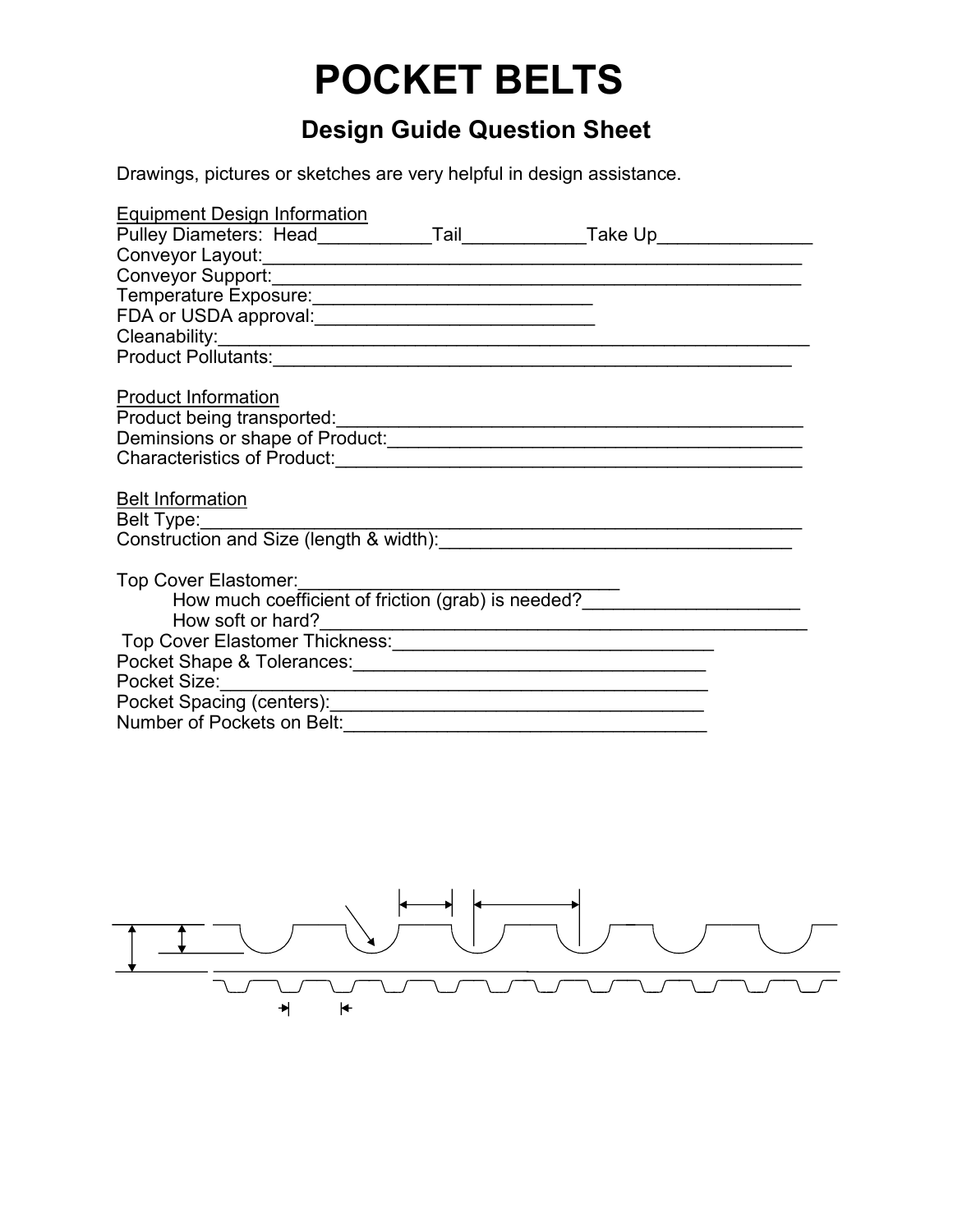# POCKET BELTS

## Design Guide Question Sheet

Drawings, pictures or sketches are very helpful in design assistance.

Equipment Design Information

Pulley Diameters: Head___________Tail____________Take Up_______________

Conveyor Layout:_____________________________________________________

Conveyor Support:____________________________________________________

Temperature Exposure:___________________________

FDA or USDA approval:___________________________

Cleanability:_________________________________________________________

Product Pollutants:___________________________________________________

Product Information

Product being transported:_____________________________________________

Deminsions or shape of Product:_________________________________________

Characteristics of Product:_____________________________________________

Belt Information

Belt Type:___________________________________________________________

Construction and Size (length & width):___________________________________

Top Cover Elastomer:______________________________

How much coefficient of friction (grab) is needed?_____________________

How soft or hard?________________________________________________

Top Cover Elastomer Thickness:_______________________________

Pocket Shape & Tolerances:_________________________________

Pocket Size:_______________________________________________

Pocket Spacing (centers):____________________________________

Number of Pockets on Belt:__________________________________